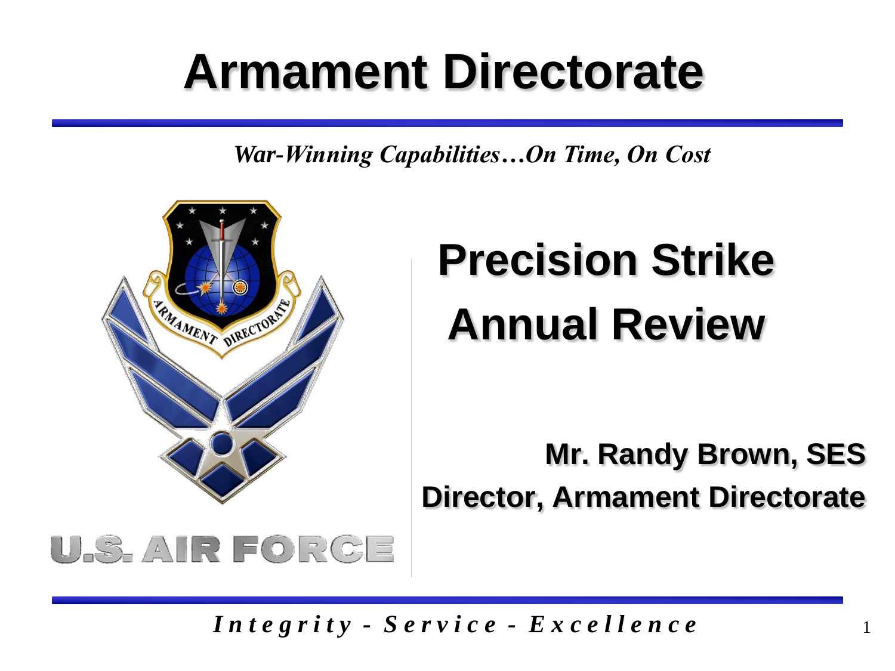# Armament Directorate

*War-Winning Capabilities…On Time, On Cost*

## Precision Strike Annual Review

**Mr. Randy Brown, SES**
**Director, Armament Directorate**

U.S. AIR FORCE

*Integrity - Service - Excellence*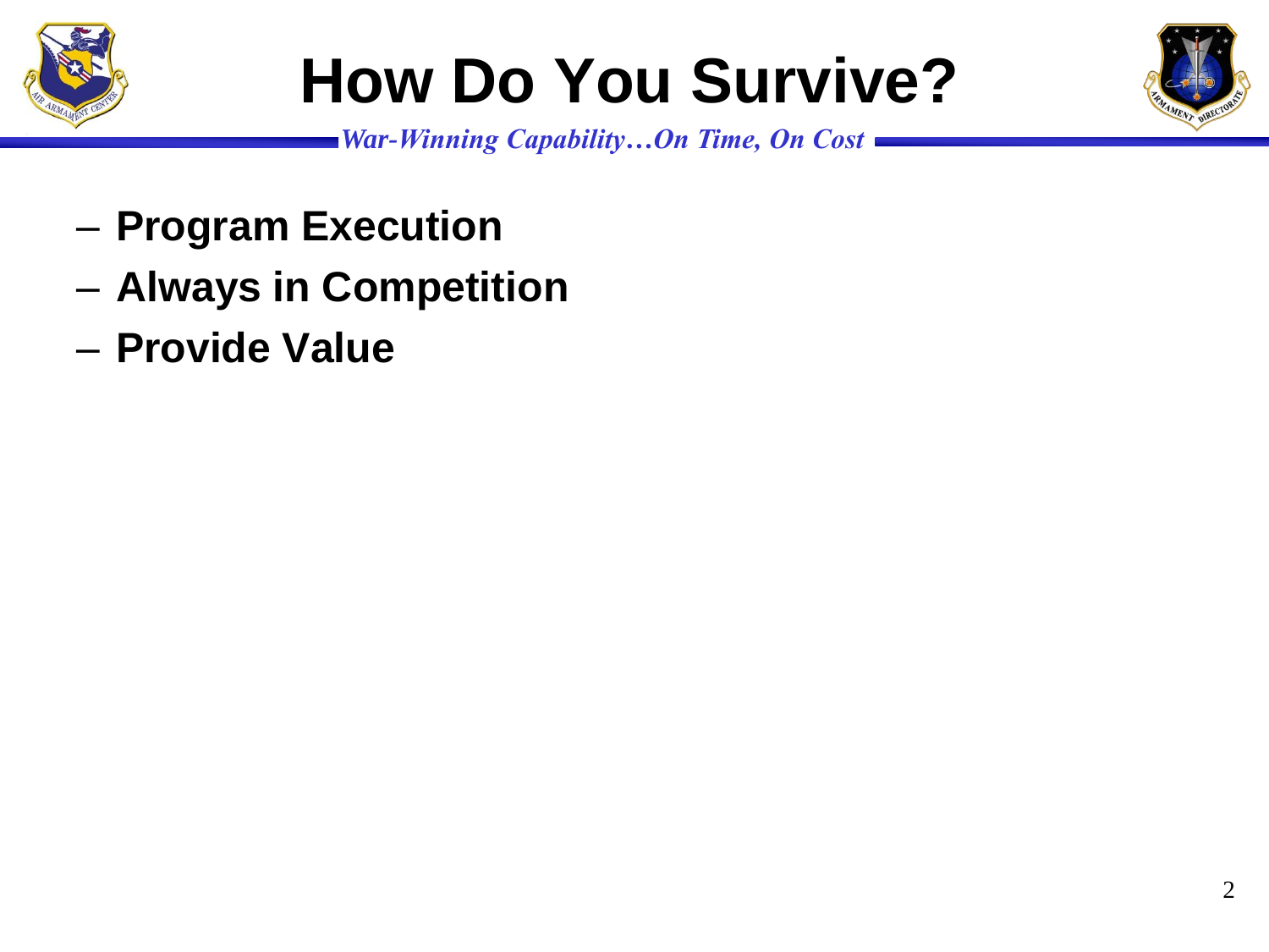# How Do You Survive?

*War-Winning Capability…On Time, On Cost*

- **Program Execution**
- **Always in Competition**
- **Provide Value**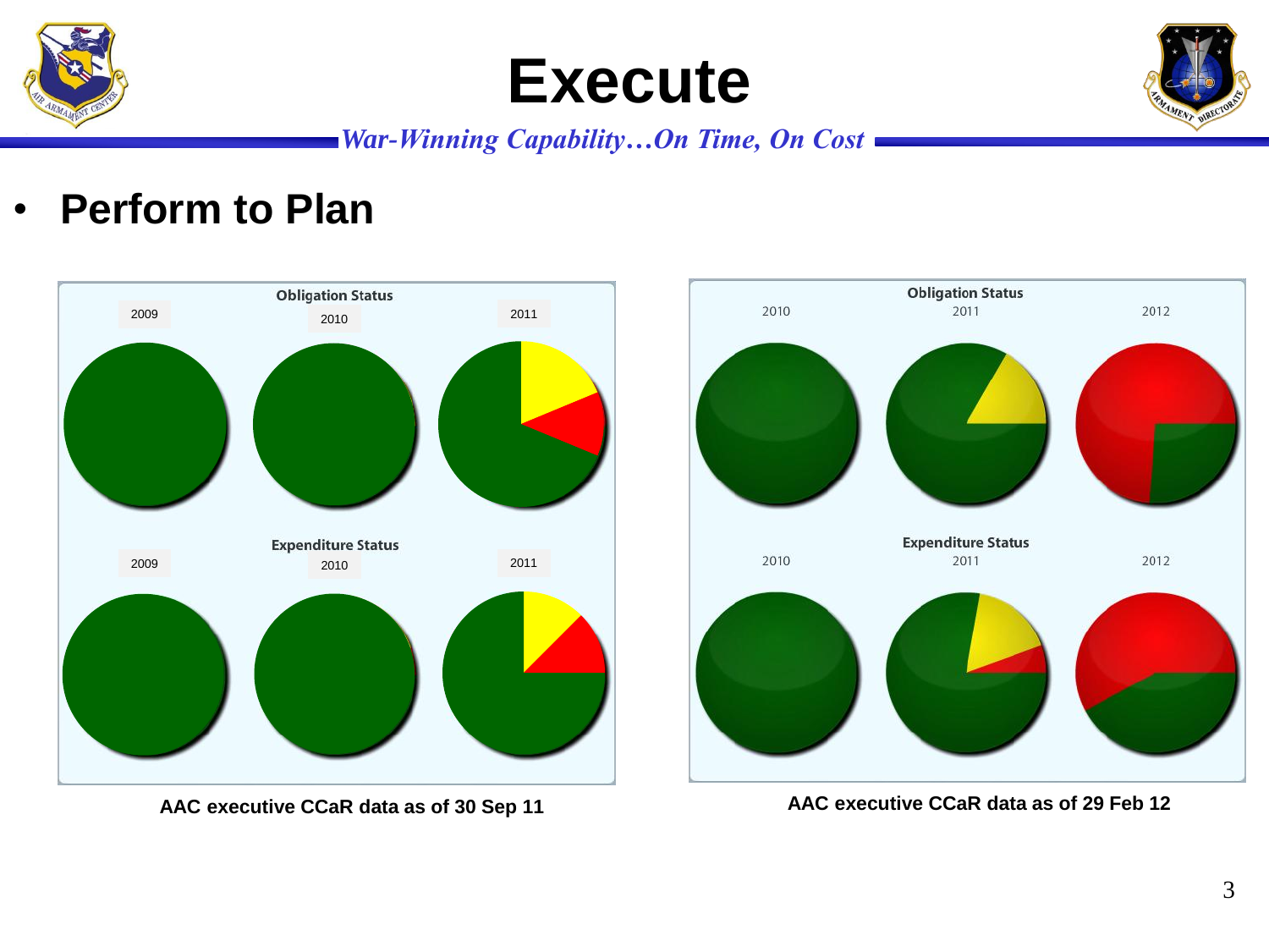# Execute

*War-Winning Capability…On Time, On Cost*

- **Perform to Plan**

Obligation Status

2009 2010 2011

Expenditure Status

2009 2010 2011

**AAC executive CCaR data as of 30 Sep 11**

Obligation Status

2010 2011 2012

Expenditure Status

2010 2011 2012

**AAC executive CCaR data as of 29 Feb 12**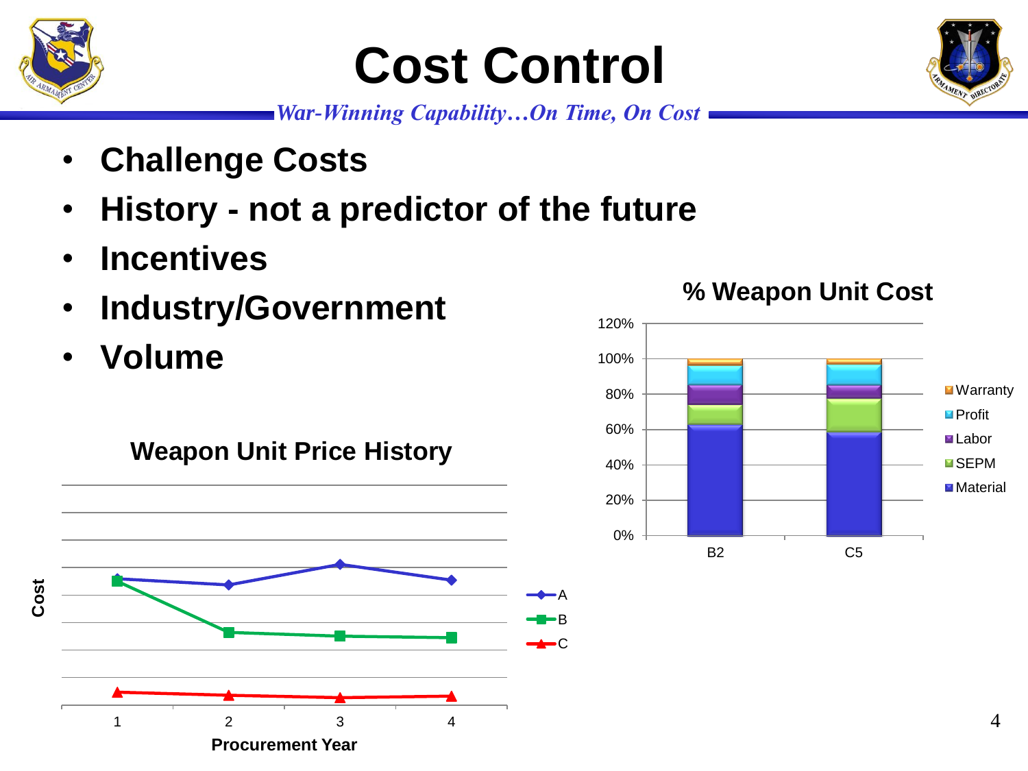# Cost Control

*War-Winning Capability…On Time, On Cost*

- **Challenge Costs**
- **History - not a predictor of the future**
- **Incentives**
- **Industry/Government**
- **Volume**

**Weapon Unit Price History**

Cost

Procurement Year: 1, 2, 3, 4

A, B, C

**% Weapon Unit Cost**

0%, 20%, 40%, 60%, 80%, 100%, 120%

B2, C5

Warranty, Profit, Labor, SEPM, Material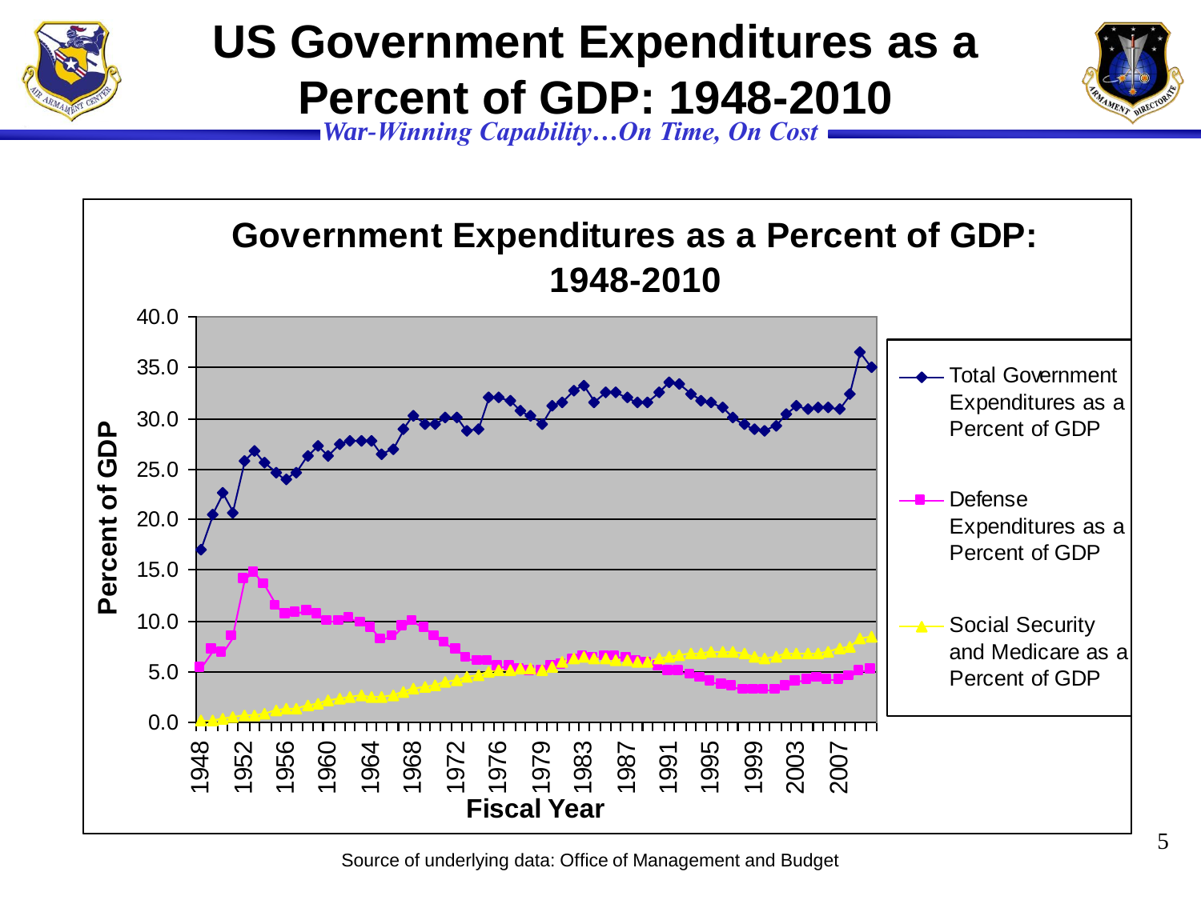# US Government Expenditures as a Percent of GDP: 1948-2010

*War-Winning Capability…On Time, On Cost*

**Government Expenditures as a Percent of GDP: 1948-2010**

Percent of GDP

Fiscal Year

- Total Government Expenditures as a Percent of GDP
- Defense Expenditures as a Percent of GDP
- Social Security and Medicare as a Percent of GDP

Source of underlying data: Office of Management and Budget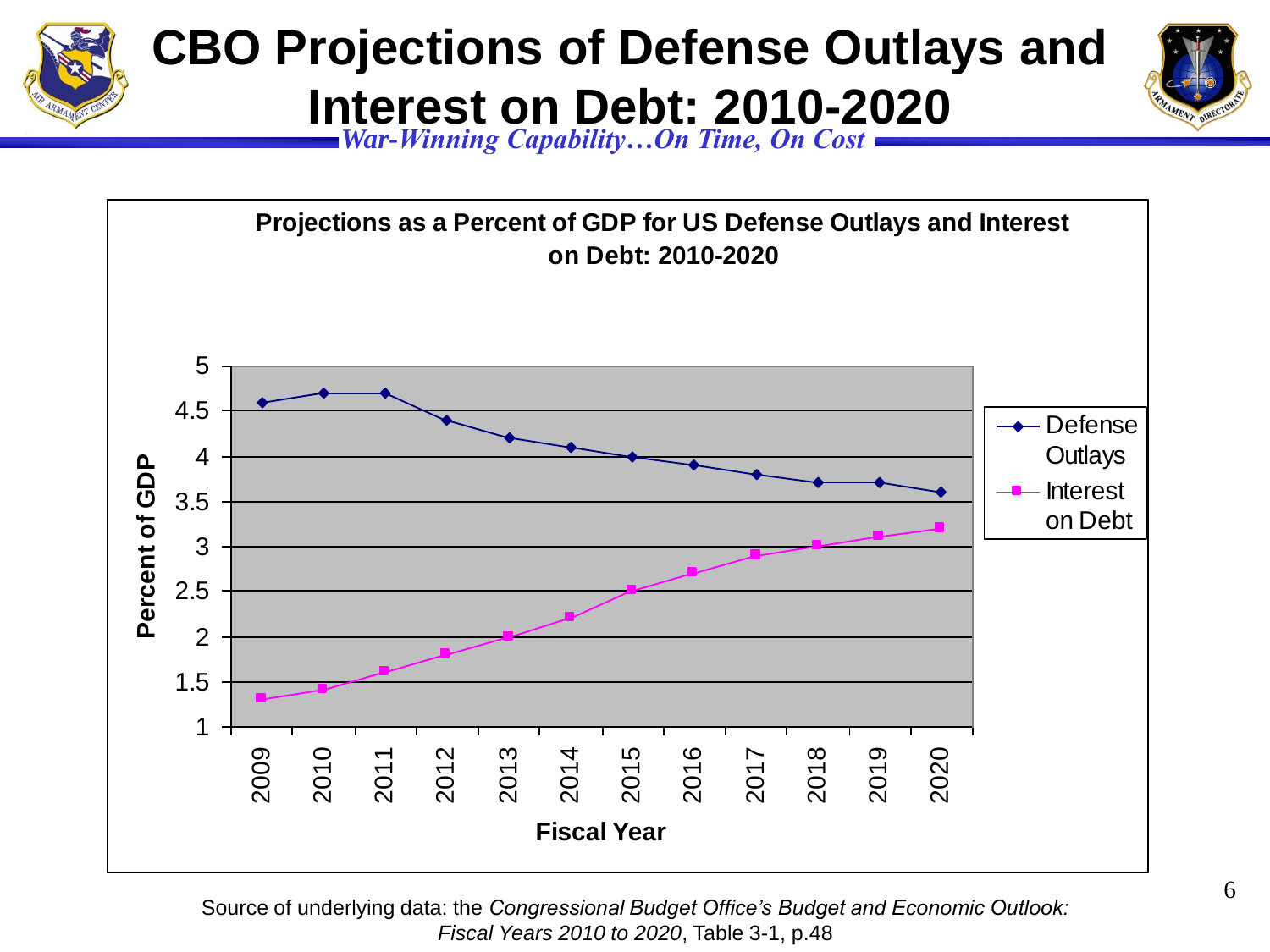# CBO Projections of Defense Outlays and Interest on Debt: 2010-2020

*War-Winning Capability…On Time, On Cost*

**Projections as a Percent of GDP for US Defense Outlays and Interest on Debt: 2010-2020**

| Fiscal Year | Defense Outlays | Interest on Debt |
|---|---|---|
| 2009 | 4.6 | 1.3 |
| 2010 | 4.7 | 1.4 |
| 2011 | 4.7 | 1.6 |
| 2012 | 4.4 | 1.8 |
| 2013 | 4.2 | 2.0 |
| 2014 | 4.1 | 2.2 |
| 2015 | 4.0 | 2.5 |
| 2016 | 3.9 | 2.7 |
| 2017 | 3.8 | 2.9 |
| 2018 | 3.7 | 3.0 |
| 2019 | 3.7 | 3.1 |
| 2020 | 3.6 | 3.2 |

Source of underlying data: the *Congressional Budget Office's Budget and Economic Outlook: Fiscal Years 2010 to 2020*, Table 3-1, p.48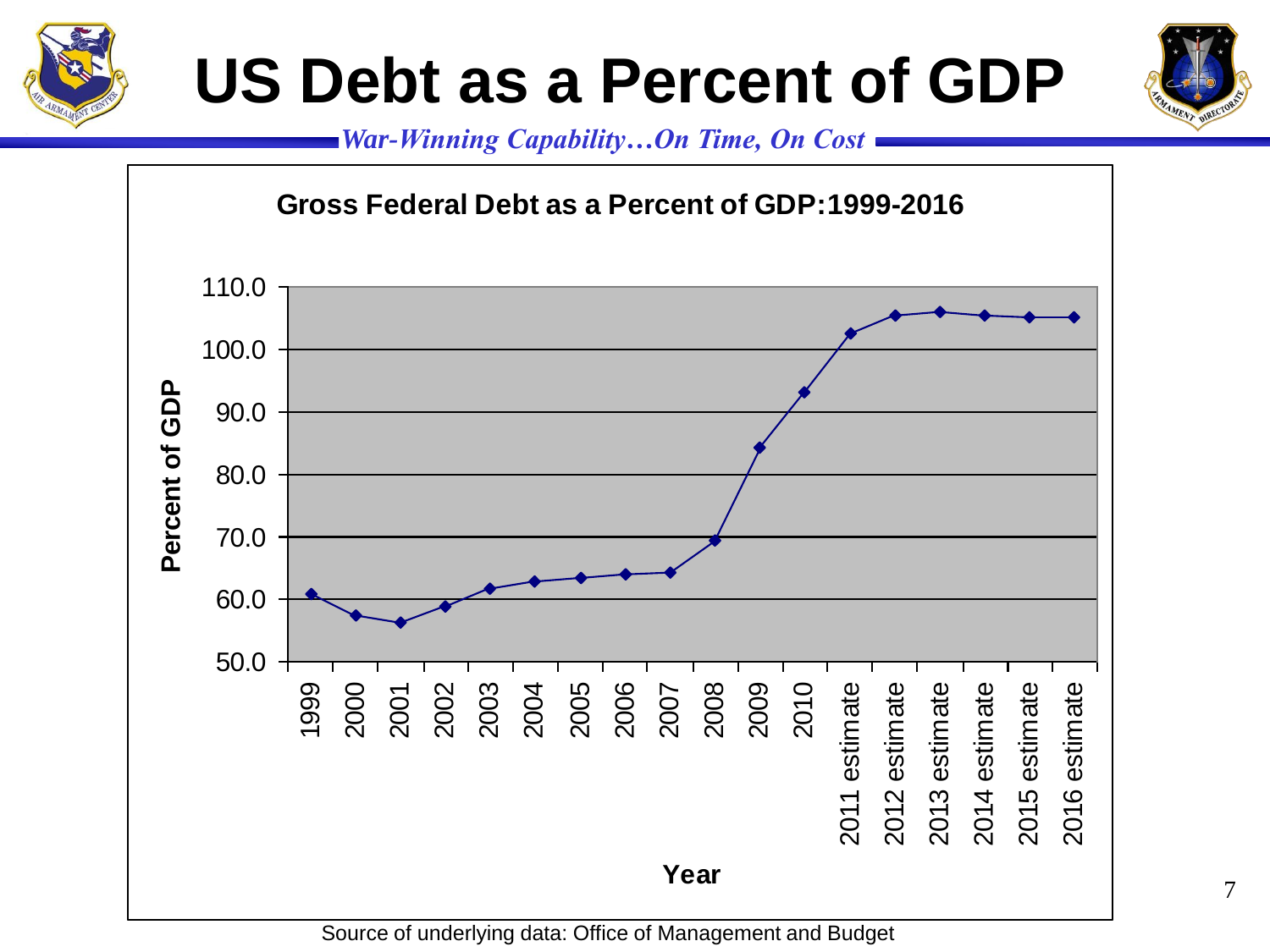# US Debt as a Percent of GDP

*War-Winning Capability…On Time, On Cost*

**Gross Federal Debt as a Percent of GDP:1999-2016**

Source of underlying data: Office of Management and Budget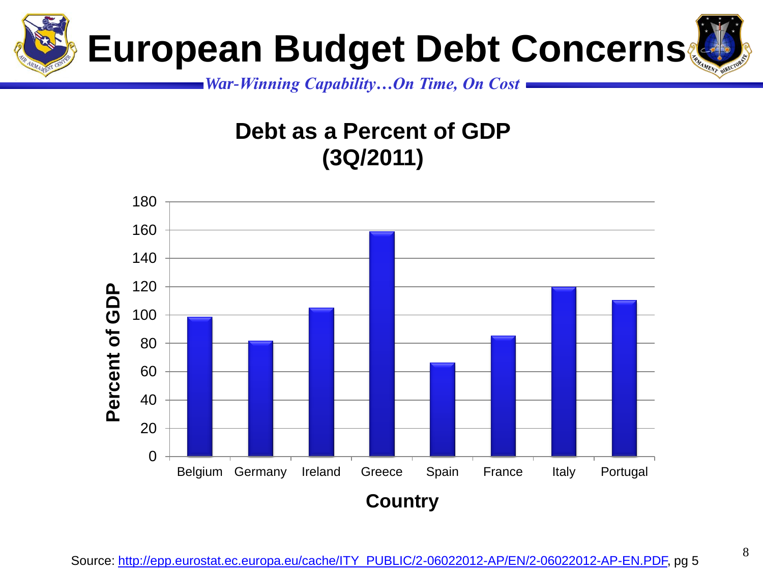# European Budget Debt Concerns

*War-Winning Capability…On Time, On Cost*

## Debt as a Percent of GDP (3Q/2011)

| Country | Percent of GDP |
|---|---|
| Belgium | 98 |
| Germany | 81 |
| Ireland | 105 |
| Greece | 159 |
| Spain | 66 |
| France | 85 |
| Italy | 120 |
| Portugal | 110 |

Source: http://epp.eurostat.ec.europa.eu/cache/ITY_PUBLIC/2-06022012-AP/EN/2-06022012-AP-EN.PDF, pg 5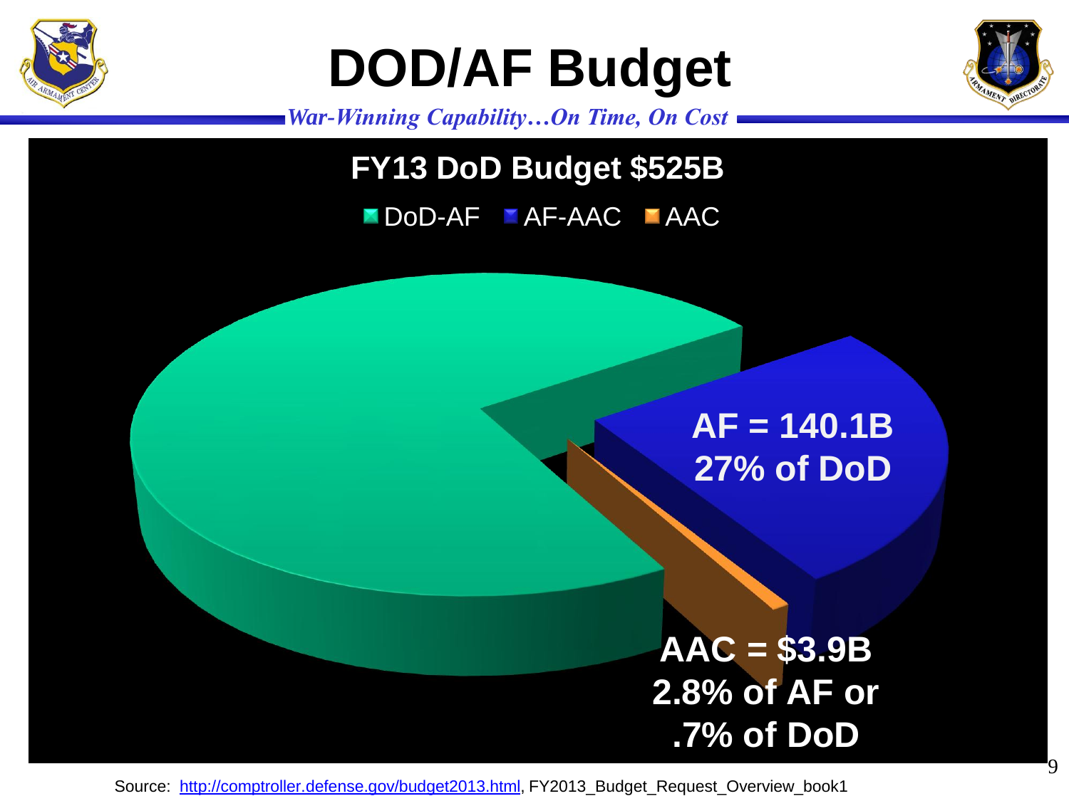# DOD/AF Budget

*War-Winning Capability…On Time, On Cost*

**FY13 DoD Budget $525B**

DoD-AF | AF-AAC | AAC

**AF = 140.1B**
**27% of DoD**

**AAC = $3.9B**
**2.8% of AF or**
**.7% of DoD**

Source: http://comptroller.defense.gov/budget2013.html, FY2013_Budget_Request_Overview_book1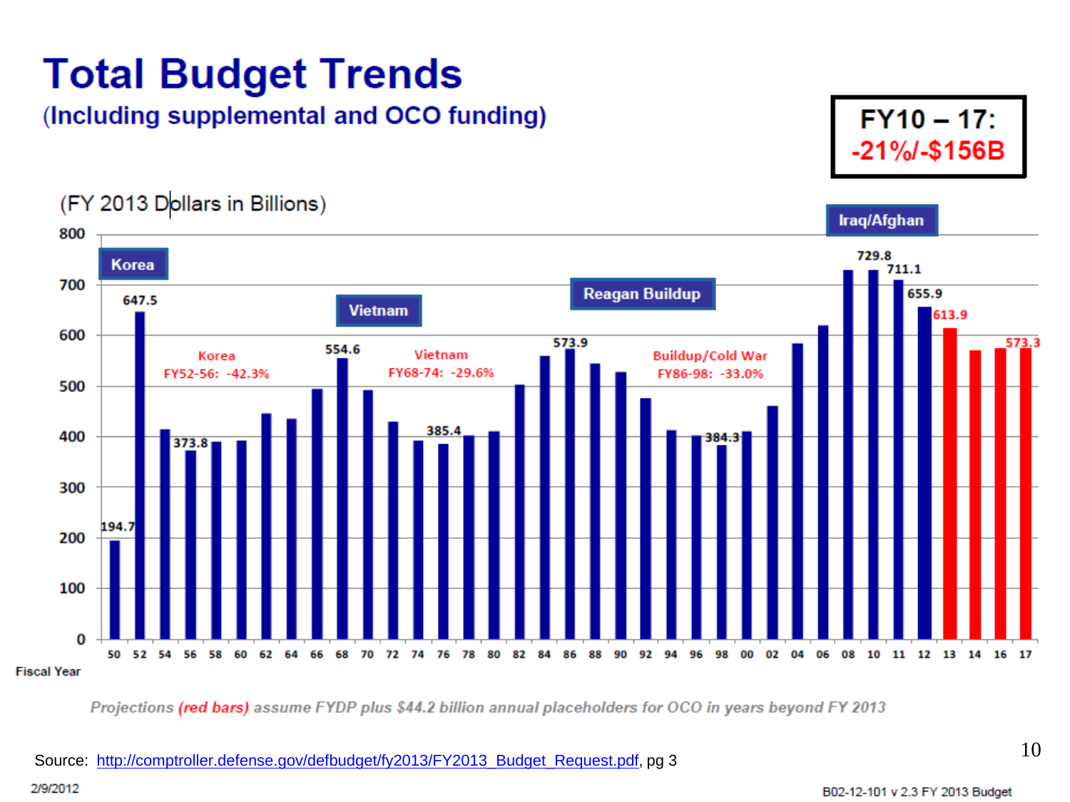# Total Budget Trends

## (Including supplemental and OCO funding)

**FY10 – 17:**
**-21%/-$156B**

(FY 2013 Dollars in Billions)

Korea — FY52-56: -42.3%

Vietnam — FY68-74: -29.6%

Reagan Buildup

Buildup/Cold War — FY86-98: -33.0%

Iraq/Afghan

| Fiscal Year | Labeled value |
|---|---|
| 50 | 194.7 |
| 52 | 647.5 |
| 56 | 373.8 |
| 68 | 554.6 |
| 76 | 385.4 |
| 86 | 573.9 |
| 98 | 384.3 |
| 08 | 729.8 |
| 11 | 711.1 |
| 12 | 655.9 |
| 13 | 613.9 |
| 17 | 573.3 |

*Projections (red bars) assume FYDP plus $44.2 billion annual placeholders for OCO in years beyond FY 2013*

Source: http://comptroller.defense.gov/defbudget/fy2013/FY2013_Budget_Request.pdf, pg 3

2/9/2012

B02-12-101 v 2.3 FY 2013 Budget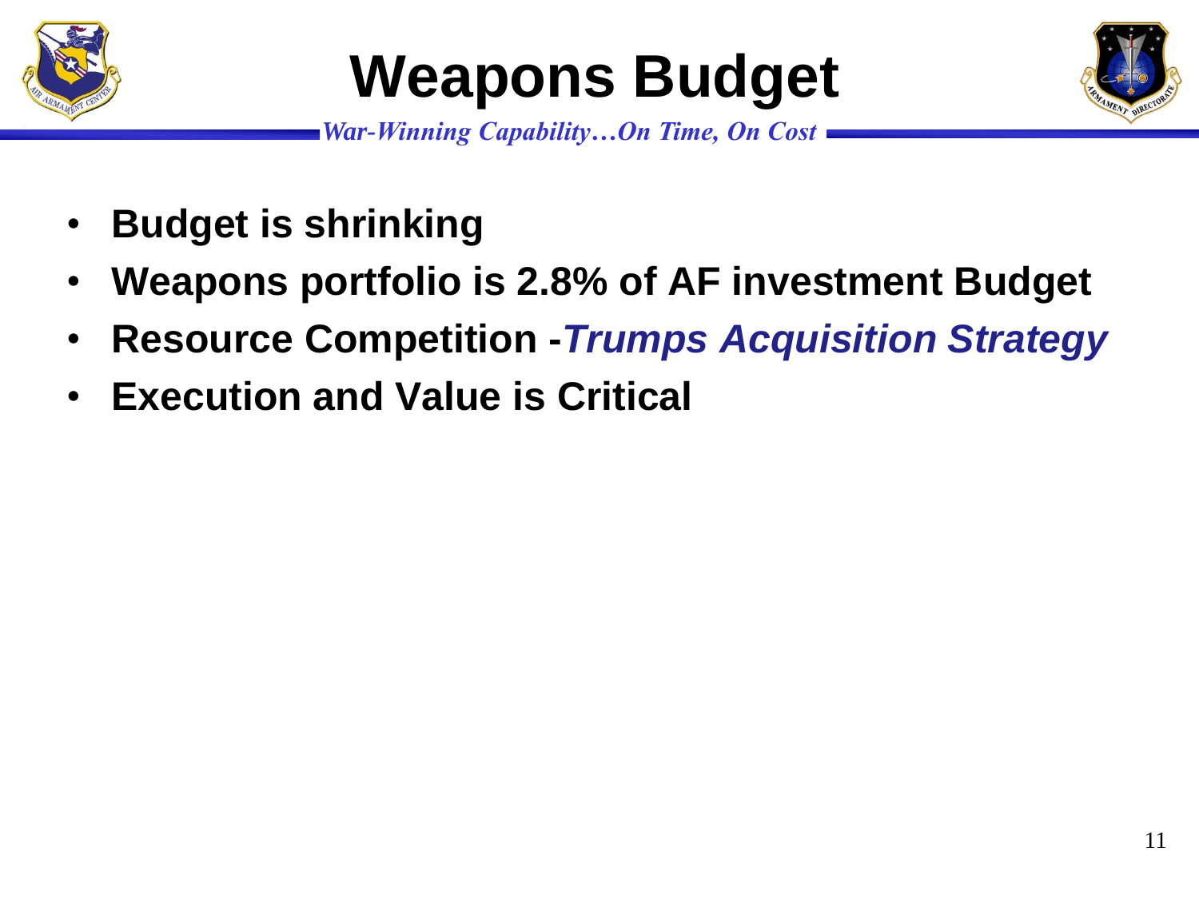# Weapons Budget

*War-Winning Capability…On Time, On Cost*

- **Budget is shrinking**
- **Weapons portfolio is 2.8% of AF investment Budget**
- **Resource Competition -*Trumps Acquisition Strategy***
- **Execution and Value is Critical**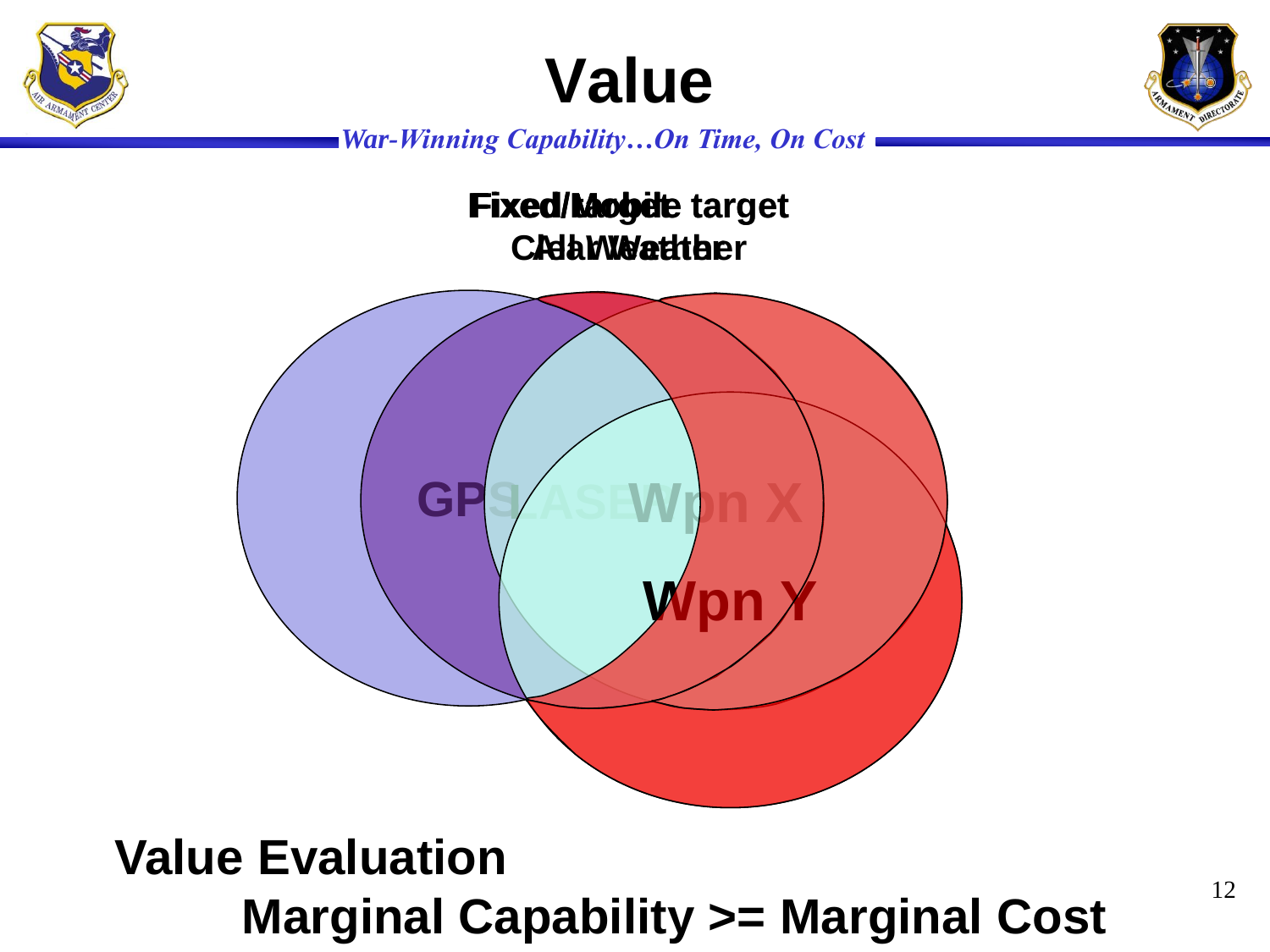# Value

*War-Winning Capability…On Time, On Cost*

**Fixed/Mobile target**
**Clear/All Weather**

GPS LASER Wpn X

Wpn Y

**Value Evaluation**

**Marginal Capability >= Marginal Cost**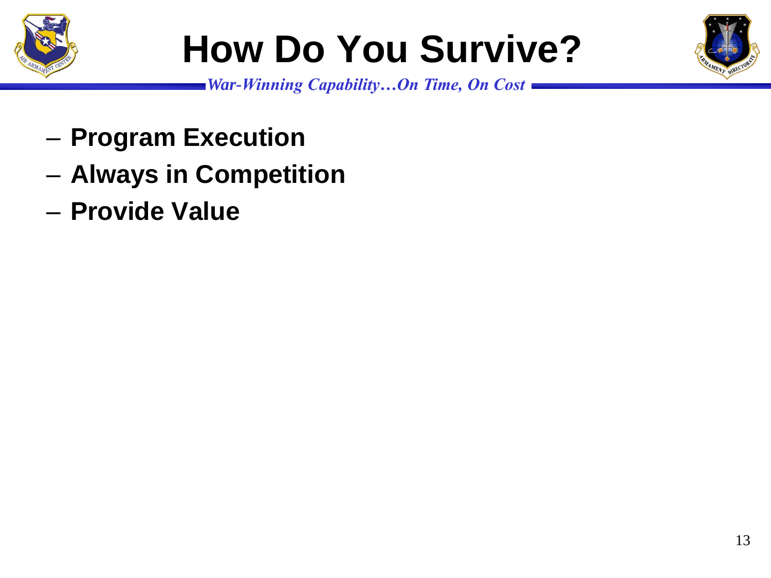# How Do You Survive?

*War-Winning Capability…On Time, On Cost*

- **Program Execution**
- **Always in Competition**
- **Provide Value**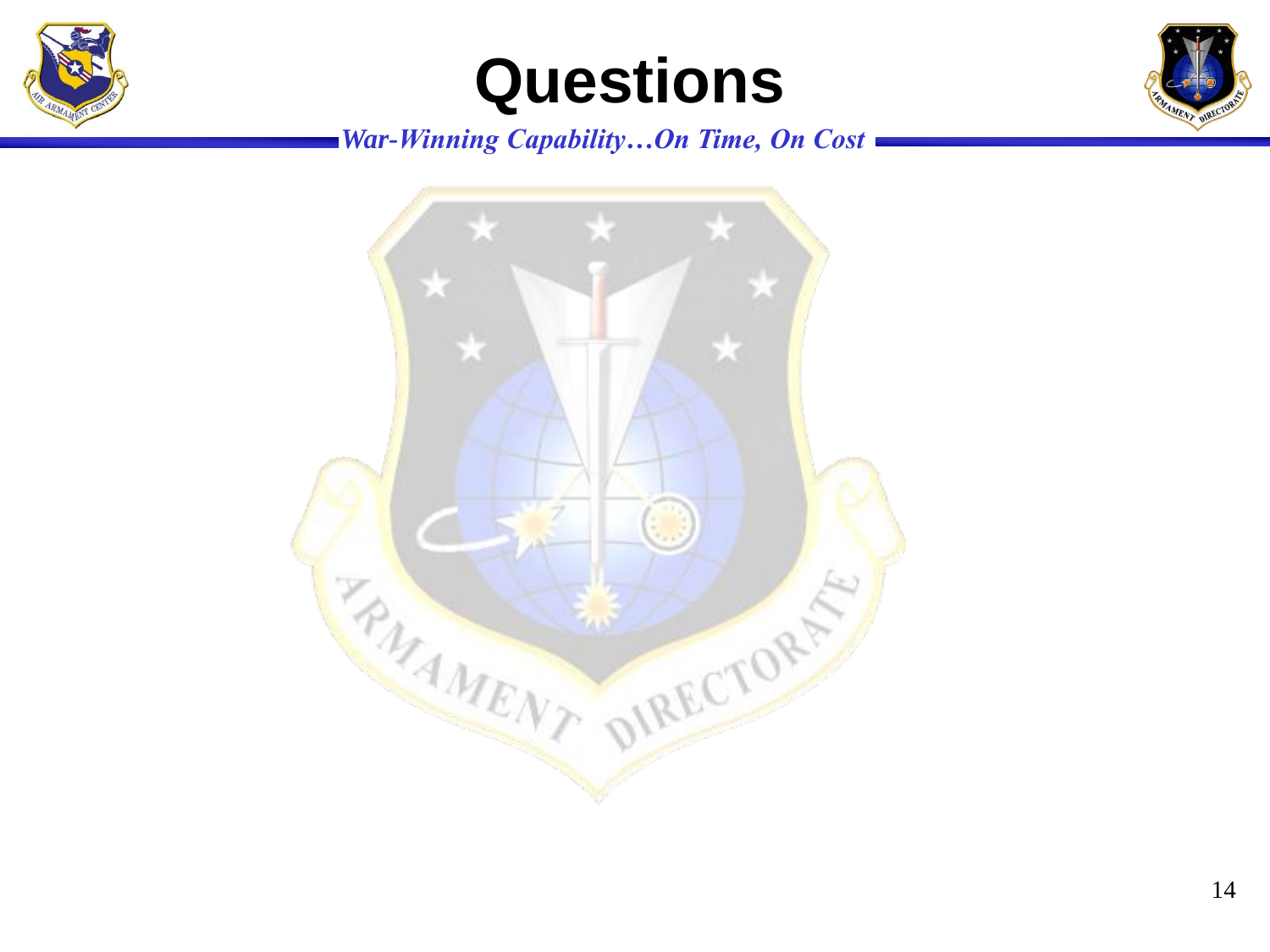# Questions

*War-Winning Capability…On Time, On Cost*